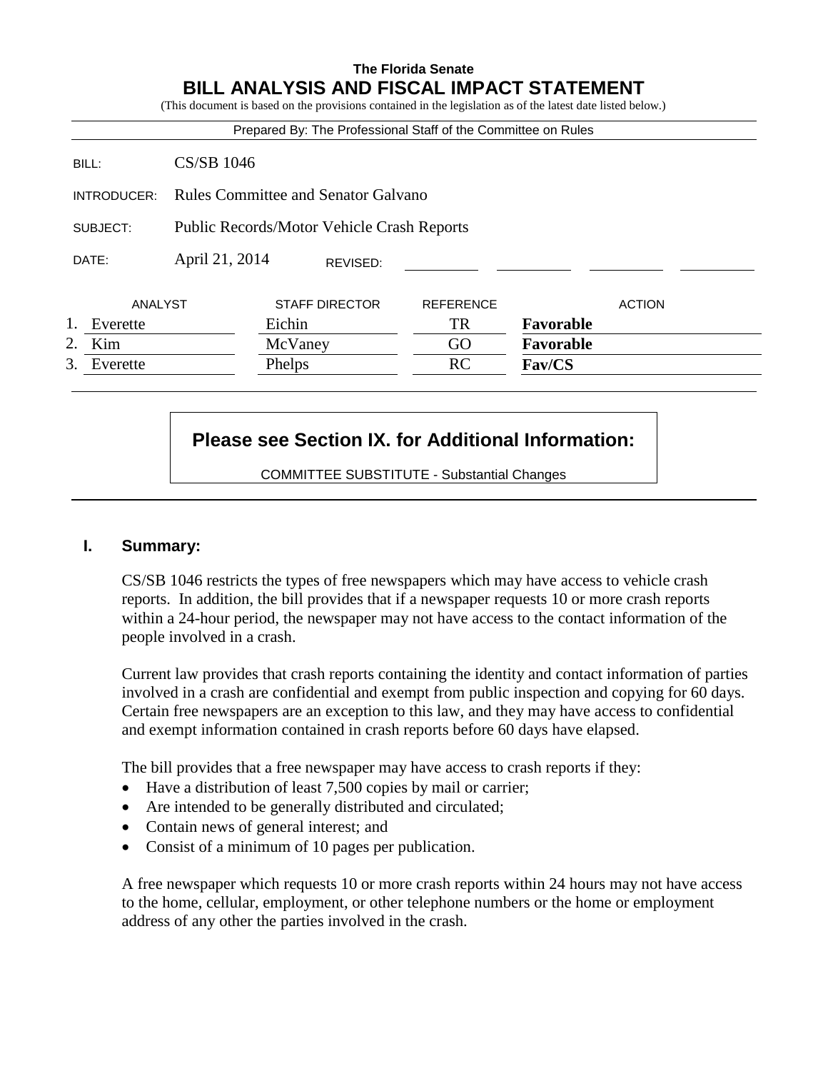**The Florida Senate**

# BILL ANALYSIS AND FISCAL IMPACT STATEMENT

(This document is based on the provisions contained in the legislation as of the latest date listed below.)

Prepared By: The Professional Staff of the Committee on Rules

| | |
|---|---|
| BILL: | CS/SB 1046 |
| INTRODUCER: | Rules Committee and Senator Galvano |
| SUBJECT: | Public Records/Motor Vehicle Crash Reports |
| DATE: | April 21, 2014 REVISED: |

| | ANALYST | STAFF DIRECTOR | REFERENCE | ACTION |
|---|---|---|---|---|
| 1. | Everette | Eichin | TR | **Favorable** |
| 2. | Kim | McVaney | GO | **Favorable** |
| 3. | Everette | Phelps | RC | **Fav/CS** |

**Please see Section IX. for Additional Information:**

COMMITTEE SUBSTITUTE - Substantial Changes

## I. Summary:

CS/SB 1046 restricts the types of free newspapers which may have access to vehicle crash reports. In addition, the bill provides that if a newspaper requests 10 or more crash reports within a 24-hour period, the newspaper may not have access to the contact information of the people involved in a crash.

Current law provides that crash reports containing the identity and contact information of parties involved in a crash are confidential and exempt from public inspection and copying for 60 days. Certain free newspapers are an exception to this law, and they may have access to confidential and exempt information contained in crash reports before 60 days have elapsed.

The bill provides that a free newspaper may have access to crash reports if they:

- Have a distribution of least 7,500 copies by mail or carrier;
- Are intended to be generally distributed and circulated;
- Contain news of general interest; and
- Consist of a minimum of 10 pages per publication.

A free newspaper which requests 10 or more crash reports within 24 hours may not have access to the home, cellular, employment, or other telephone numbers or the home or employment address of any other the parties involved in the crash.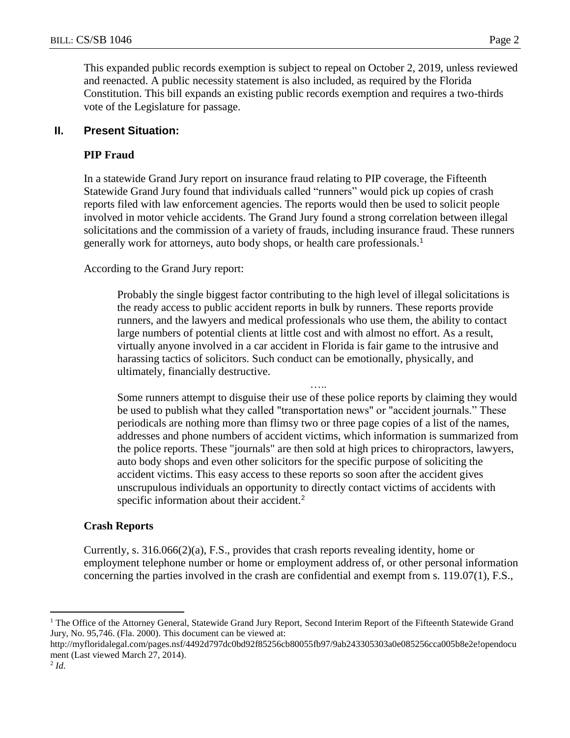This expanded public records exemption is subject to repeal on October 2, 2019, unless reviewed and reenacted. A public necessity statement is also included, as required by the Florida Constitution. This bill expands an existing public records exemption and requires a two-thirds vote of the Legislature for passage.

## II. Present Situation:

### PIP Fraud

In a statewide Grand Jury report on insurance fraud relating to PIP coverage, the Fifteenth Statewide Grand Jury found that individuals called "runners" would pick up copies of crash reports filed with law enforcement agencies. The reports would then be used to solicit people involved in motor vehicle accidents. The Grand Jury found a strong correlation between illegal solicitations and the commission of a variety of frauds, including insurance fraud. These runners generally work for attorneys, auto body shops, or health care professionals.[1]

According to the Grand Jury report:

> Probably the single biggest factor contributing to the high level of illegal solicitations is the ready access to public accident reports in bulk by runners. These reports provide runners, and the lawyers and medical professionals who use them, the ability to contact large numbers of potential clients at little cost and with almost no effort. As a result, virtually anyone involved in a car accident in Florida is fair game to the intrusive and harassing tactics of solicitors. Such conduct can be emotionally, physically, and ultimately, financially destructive.
>
> …..
>
> Some runners attempt to disguise their use of these police reports by claiming they would be used to publish what they called "transportation news" or "accident journals." These periodicals are nothing more than flimsy two or three page copies of a list of the names, addresses and phone numbers of accident victims, which information is summarized from the police reports. These "journals" are then sold at high prices to chiropractors, lawyers, auto body shops and even other solicitors for the specific purpose of soliciting the accident victims. This easy access to these reports so soon after the accident gives unscrupulous individuals an opportunity to directly contact victims of accidents with specific information about their accident.[2]

### Crash Reports

Currently, s. 316.066(2)(a), F.S., provides that crash reports revealing identity, home or employment telephone number or home or employment address of, or other personal information concerning the parties involved in the crash are confidential and exempt from s. 119.07(1), F.S.,

---

[1] The Office of the Attorney General, Statewide Grand Jury Report, Second Interim Report of the Fifteenth Statewide Grand Jury, No. 95,746. (Fla. 2000). This document can be viewed at: http://myfloridalegal.com/pages.nsf/4492d797dc0bd92f85256cb80055fb97/9ab243305303a0e085256cca005b8e2e!opendocument (Last viewed March 27, 2014).

[2] *Id*.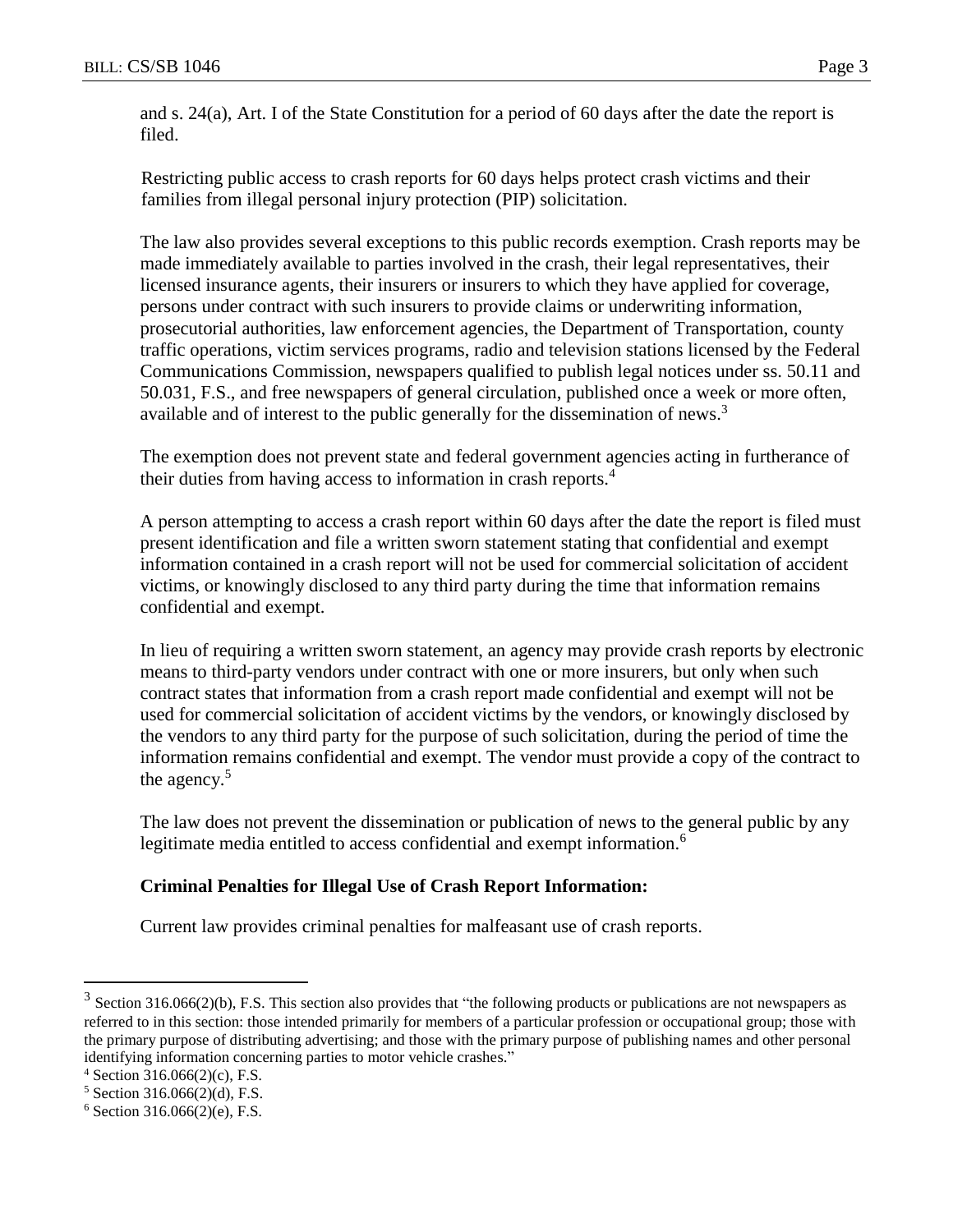and s. 24(a), Art. I of the State Constitution for a period of 60 days after the date the report is filed.

Restricting public access to crash reports for 60 days helps protect crash victims and their families from illegal personal injury protection (PIP) solicitation.

The law also provides several exceptions to this public records exemption. Crash reports may be made immediately available to parties involved in the crash, their legal representatives, their licensed insurance agents, their insurers or insurers to which they have applied for coverage, persons under contract with such insurers to provide claims or underwriting information, prosecutorial authorities, law enforcement agencies, the Department of Transportation, county traffic operations, victim services programs, radio and television stations licensed by the Federal Communications Commission, newspapers qualified to publish legal notices under ss. 50.11 and 50.031, F.S., and free newspapers of general circulation, published once a week or more often, available and of interest to the public generally for the dissemination of news.[3]

The exemption does not prevent state and federal government agencies acting in furtherance of their duties from having access to information in crash reports.[4]

A person attempting to access a crash report within 60 days after the date the report is filed must present identification and file a written sworn statement stating that confidential and exempt information contained in a crash report will not be used for commercial solicitation of accident victims, or knowingly disclosed to any third party during the time that information remains confidential and exempt.

In lieu of requiring a written sworn statement, an agency may provide crash reports by electronic means to third-party vendors under contract with one or more insurers, but only when such contract states that information from a crash report made confidential and exempt will not be used for commercial solicitation of accident victims by the vendors, or knowingly disclosed by the vendors to any third party for the purpose of such solicitation, during the period of time the information remains confidential and exempt. The vendor must provide a copy of the contract to the agency.[5]

The law does not prevent the dissemination or publication of news to the general public by any legitimate media entitled to access confidential and exempt information.[6]

**Criminal Penalties for Illegal Use of Crash Report Information:**

Current law provides criminal penalties for malfeasant use of crash reports.

---

[3] Section 316.066(2)(b), F.S. This section also provides that "the following products or publications are not newspapers as referred to in this section: those intended primarily for members of a particular profession or occupational group; those with the primary purpose of distributing advertising; and those with the primary purpose of publishing names and other personal identifying information concerning parties to motor vehicle crashes."

[4] Section 316.066(2)(c), F.S.

[5] Section 316.066(2)(d), F.S.

[6] Section 316.066(2)(e), F.S.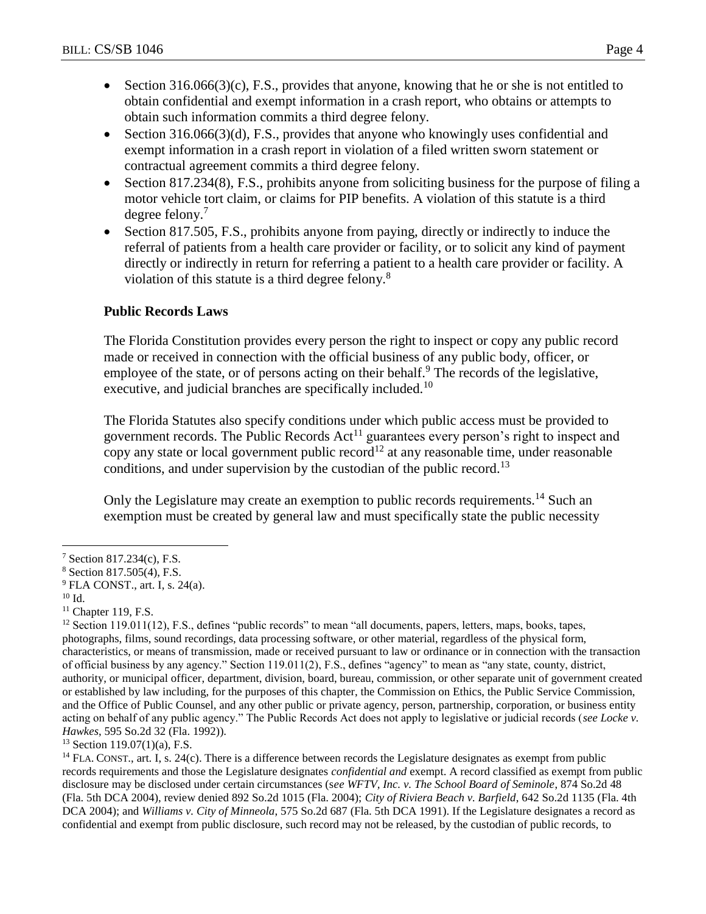- Section 316.066(3)(c), F.S., provides that anyone, knowing that he or she is not entitled to obtain confidential and exempt information in a crash report, who obtains or attempts to obtain such information commits a third degree felony.
- Section 316.066(3)(d), F.S., provides that anyone who knowingly uses confidential and exempt information in a crash report in violation of a filed written sworn statement or contractual agreement commits a third degree felony.
- Section 817.234(8), F.S., prohibits anyone from soliciting business for the purpose of filing a motor vehicle tort claim, or claims for PIP benefits. A violation of this statute is a third degree felony.[7]
- Section 817.505, F.S., prohibits anyone from paying, directly or indirectly to induce the referral of patients from a health care provider or facility, or to solicit any kind of payment directly or indirectly in return for referring a patient to a health care provider or facility. A violation of this statute is a third degree felony.[8]

**Public Records Laws**

The Florida Constitution provides every person the right to inspect or copy any public record made or received in connection with the official business of any public body, officer, or employee of the state, or of persons acting on their behalf.[9] The records of the legislative, executive, and judicial branches are specifically included.[10]

The Florida Statutes also specify conditions under which public access must be provided to government records. The Public Records Act[11] guarantees every person's right to inspect and copy any state or local government public record[12] at any reasonable time, under reasonable conditions, and under supervision by the custodian of the public record.[13]

Only the Legislature may create an exemption to public records requirements.[14] Such an exemption must be created by general law and must specifically state the public necessity

---

[7] Section 817.234(c), F.S.

[8] Section 817.505(4), F.S.

[9] FLA CONST., art. I, s. 24(a).

[10] Id.

[11] Chapter 119, F.S.

[12] Section 119.011(12), F.S., defines "public records" to mean "all documents, papers, letters, maps, books, tapes, photographs, films, sound recordings, data processing software, or other material, regardless of the physical form, characteristics, or means of transmission, made or received pursuant to law or ordinance or in connection with the transaction of official business by any agency." Section 119.011(2), F.S., defines "agency" to mean as "any state, county, district, authority, or municipal officer, department, division, board, bureau, commission, or other separate unit of government created or established by law including, for the purposes of this chapter, the Commission on Ethics, the Public Service Commission, and the Office of Public Counsel, and any other public or private agency, person, partnership, corporation, or business entity acting on behalf of any public agency." The Public Records Act does not apply to legislative or judicial records (*see Locke v. Hawkes*, 595 So.2d 32 (Fla. 1992)).

[13] Section 119.07(1)(a), F.S.

[14] FLA. CONST., art. I, s. 24(c). There is a difference between records the Legislature designates as exempt from public records requirements and those the Legislature designates *confidential and* exempt. A record classified as exempt from public disclosure may be disclosed under certain circumstances (s*ee WFTV, Inc. v. The School Board of Seminole*, 874 So.2d 48 (Fla. 5th DCA 2004), review denied 892 So.2d 1015 (Fla. 2004); *City of Riviera Beach v. Barfield*, 642 So.2d 1135 (Fla. 4th DCA 2004); and *Williams v. City of Minneola*, 575 So.2d 687 (Fla. 5th DCA 1991). If the Legislature designates a record as confidential and exempt from public disclosure, such record may not be released, by the custodian of public records, to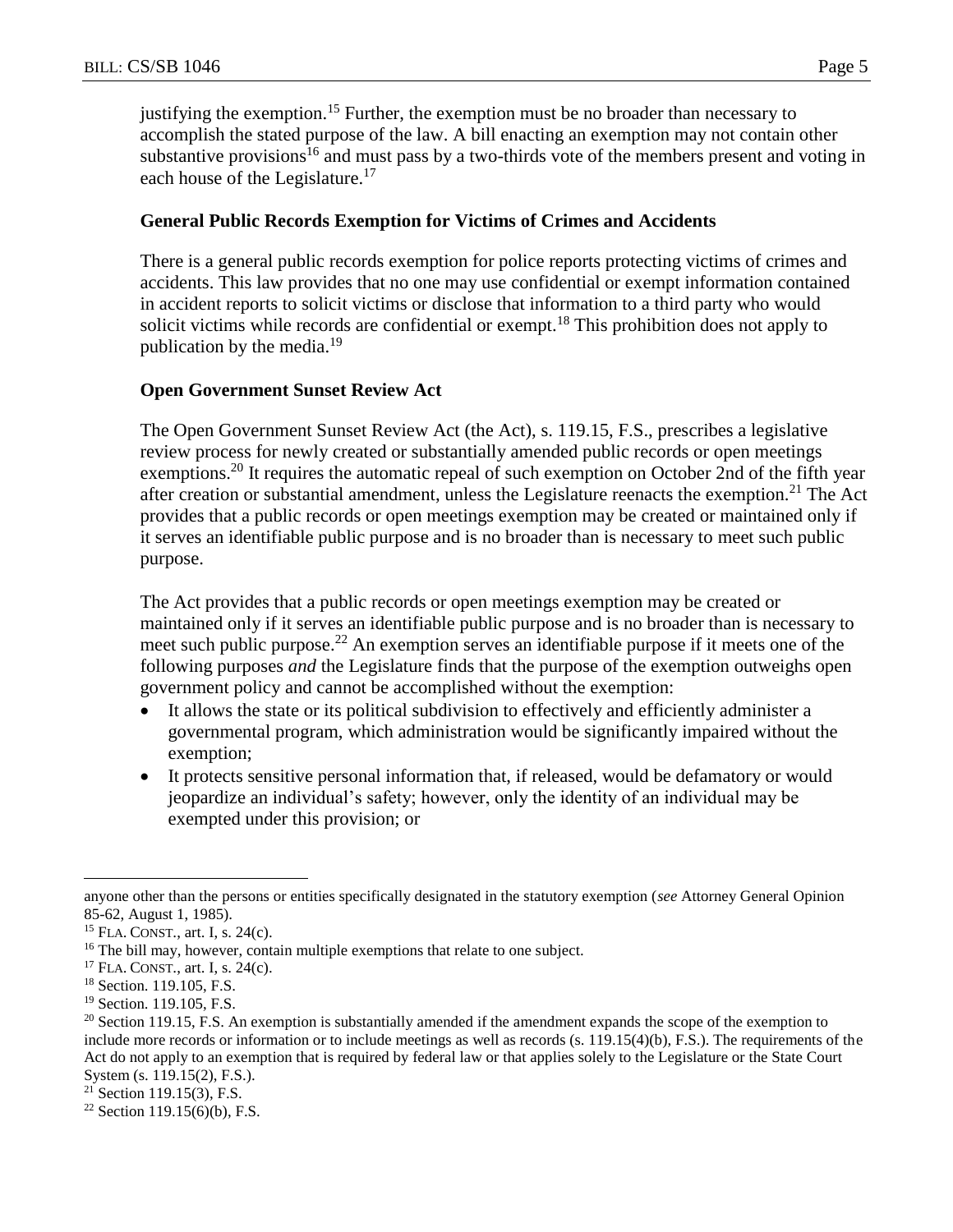justifying the exemption.[15] Further, the exemption must be no broader than necessary to accomplish the stated purpose of the law. A bill enacting an exemption may not contain other substantive provisions[16] and must pass by a two-thirds vote of the members present and voting in each house of the Legislature.[17]

**General Public Records Exemption for Victims of Crimes and Accidents**

There is a general public records exemption for police reports protecting victims of crimes and accidents. This law provides that no one may use confidential or exempt information contained in accident reports to solicit victims or disclose that information to a third party who would solicit victims while records are confidential or exempt.[18] This prohibition does not apply to publication by the media.[19]

**Open Government Sunset Review Act**

The Open Government Sunset Review Act (the Act), s. 119.15, F.S., prescribes a legislative review process for newly created or substantially amended public records or open meetings exemptions.[20] It requires the automatic repeal of such exemption on October 2nd of the fifth year after creation or substantial amendment, unless the Legislature reenacts the exemption.[21] The Act provides that a public records or open meetings exemption may be created or maintained only if it serves an identifiable public purpose and is no broader than is necessary to meet such public purpose.

The Act provides that a public records or open meetings exemption may be created or maintained only if it serves an identifiable public purpose and is no broader than is necessary to meet such public purpose.[22] An exemption serves an identifiable purpose if it meets one of the following purposes *and* the Legislature finds that the purpose of the exemption outweighs open government policy and cannot be accomplished without the exemption:

- It allows the state or its political subdivision to effectively and efficiently administer a governmental program, which administration would be significantly impaired without the exemption;
- It protects sensitive personal information that, if released, would be defamatory or would jeopardize an individual's safety; however, only the identity of an individual may be exempted under this provision; or

---

anyone other than the persons or entities specifically designated in the statutory exemption (*see* Attorney General Opinion 85-62, August 1, 1985).

[15] FLA. CONST., art. I, s. 24(c).

[16] The bill may, however, contain multiple exemptions that relate to one subject.

[17] FLA. CONST., art. I, s. 24(c).

[18] Section. 119.105, F.S.

[19] Section. 119.105, F.S.

[20] Section 119.15, F.S. An exemption is substantially amended if the amendment expands the scope of the exemption to include more records or information or to include meetings as well as records (s. 119.15(4)(b), F.S.). The requirements of the Act do not apply to an exemption that is required by federal law or that applies solely to the Legislature or the State Court System (s. 119.15(2), F.S.).

[21] Section 119.15(3), F.S.

[22] Section 119.15(6)(b), F.S.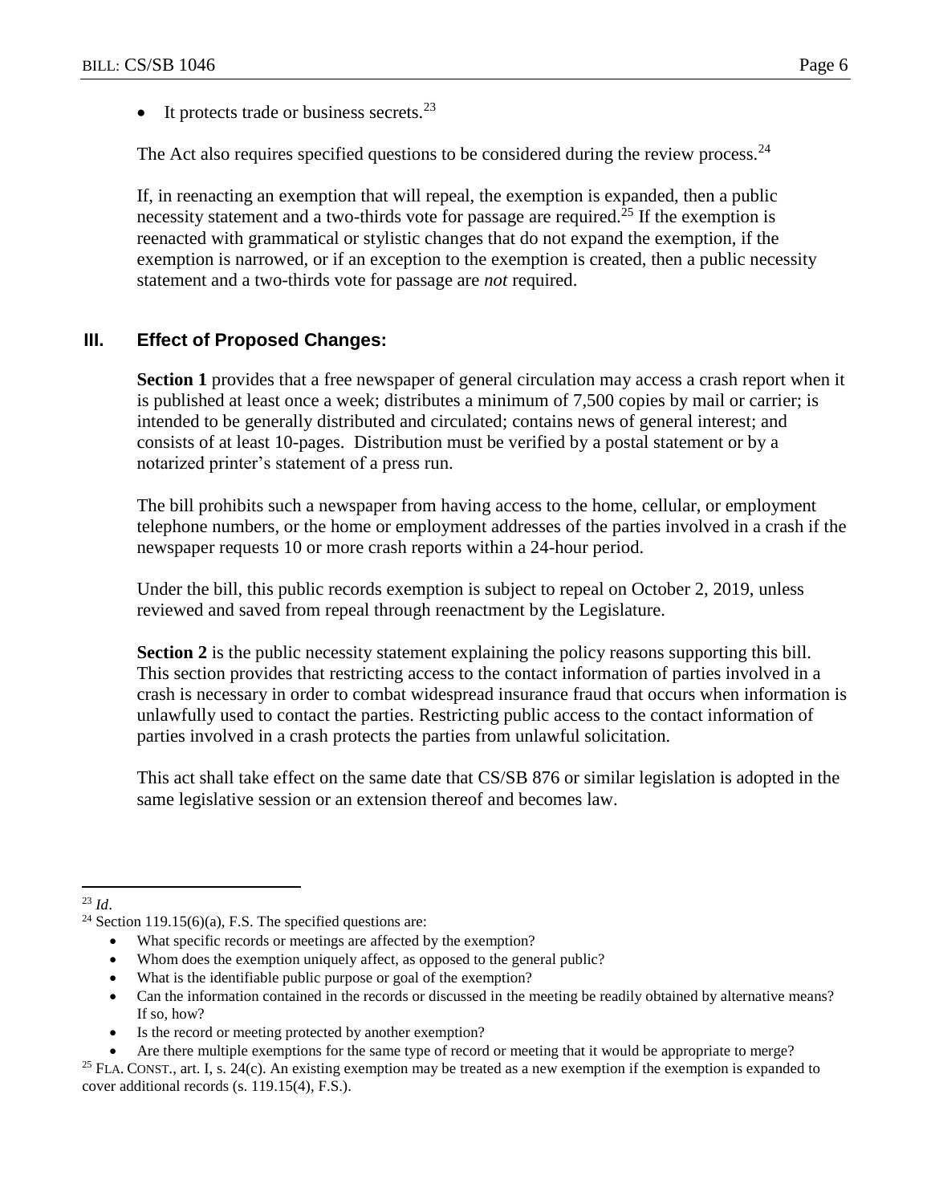- It protects trade or business secrets.[23]

The Act also requires specified questions to be considered during the review process.[24]

If, in reenacting an exemption that will repeal, the exemption is expanded, then a public necessity statement and a two-thirds vote for passage are required.[25] If the exemption is reenacted with grammatical or stylistic changes that do not expand the exemption, if the exemption is narrowed, or if an exception to the exemption is created, then a public necessity statement and a two-thirds vote for passage are *not* required.

## III. Effect of Proposed Changes:

**Section 1** provides that a free newspaper of general circulation may access a crash report when it is published at least once a week; distributes a minimum of 7,500 copies by mail or carrier; is intended to be generally distributed and circulated; contains news of general interest; and consists of at least 10-pages. Distribution must be verified by a postal statement or by a notarized printer's statement of a press run.

The bill prohibits such a newspaper from having access to the home, cellular, or employment telephone numbers, or the home or employment addresses of the parties involved in a crash if the newspaper requests 10 or more crash reports within a 24-hour period.

Under the bill, this public records exemption is subject to repeal on October 2, 2019, unless reviewed and saved from repeal through reenactment by the Legislature.

**Section 2** is the public necessity statement explaining the policy reasons supporting this bill. This section provides that restricting access to the contact information of parties involved in a crash is necessary in order to combat widespread insurance fraud that occurs when information is unlawfully used to contact the parties. Restricting public access to the contact information of parties involved in a crash protects the parties from unlawful solicitation.

This act shall take effect on the same date that CS/SB 876 or similar legislation is adopted in the same legislative session or an extension thereof and becomes law.

---

[23] *Id*.

[24] Section 119.15(6)(a), F.S. The specified questions are:

- What specific records or meetings are affected by the exemption?
- Whom does the exemption uniquely affect, as opposed to the general public?
- What is the identifiable public purpose or goal of the exemption?
- Can the information contained in the records or discussed in the meeting be readily obtained by alternative means? If so, how?
- Is the record or meeting protected by another exemption?
- Are there multiple exemptions for the same type of record or meeting that it would be appropriate to merge?

[25] FLA. CONST., art. I, s. 24(c). An existing exemption may be treated as a new exemption if the exemption is expanded to cover additional records (s. 119.15(4), F.S.).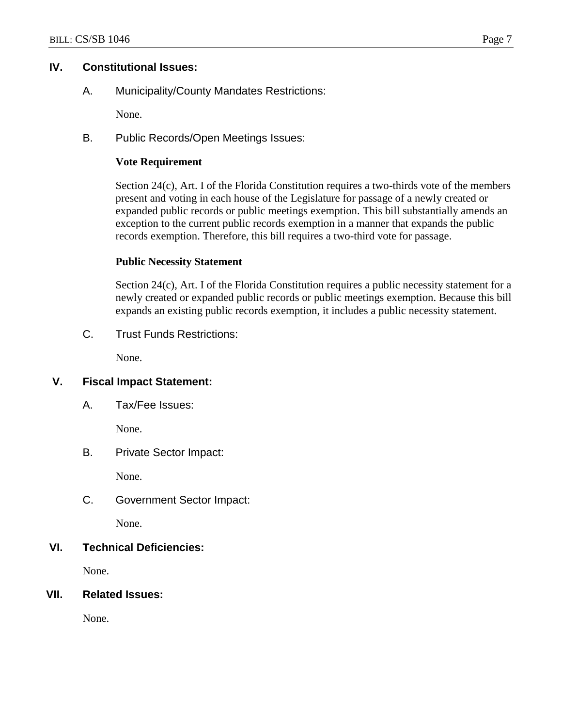## IV. Constitutional Issues:

### A. Municipality/County Mandates Restrictions:

None.

### B. Public Records/Open Meetings Issues:

**Vote Requirement**

Section 24(c), Art. I of the Florida Constitution requires a two-thirds vote of the members present and voting in each house of the Legislature for passage of a newly created or expanded public records or public meetings exemption. This bill substantially amends an exception to the current public records exemption in a manner that expands the public records exemption. Therefore, this bill requires a two-third vote for passage.

**Public Necessity Statement**

Section 24(c), Art. I of the Florida Constitution requires a public necessity statement for a newly created or expanded public records or public meetings exemption. Because this bill expands an existing public records exemption, it includes a public necessity statement.

### C. Trust Funds Restrictions:

None.

## V. Fiscal Impact Statement:

### A. Tax/Fee Issues:

None.

### B. Private Sector Impact:

None.

### C. Government Sector Impact:

None.

## VI. Technical Deficiencies:

None.

## VII. Related Issues:

None.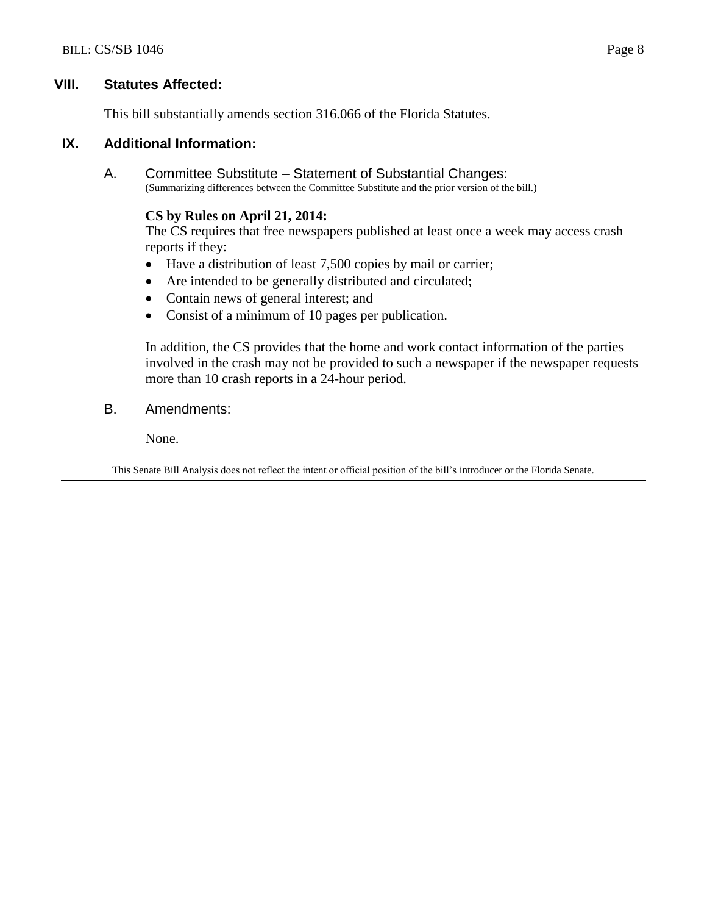## VIII. Statutes Affected:

This bill substantially amends section 316.066 of the Florida Statutes.

## IX. Additional Information:

### A. Committee Substitute – Statement of Substantial Changes:

(Summarizing differences between the Committee Substitute and the prior version of the bill.)

**CS by Rules on April 21, 2014:**

The CS requires that free newspapers published at least once a week may access crash reports if they:

- Have a distribution of least 7,500 copies by mail or carrier;
- Are intended to be generally distributed and circulated;
- Contain news of general interest; and
- Consist of a minimum of 10 pages per publication.

In addition, the CS provides that the home and work contact information of the parties involved in the crash may not be provided to such a newspaper if the newspaper requests more than 10 crash reports in a 24-hour period.

### B. Amendments:

None.

This Senate Bill Analysis does not reflect the intent or official position of the bill's introducer or the Florida Senate.